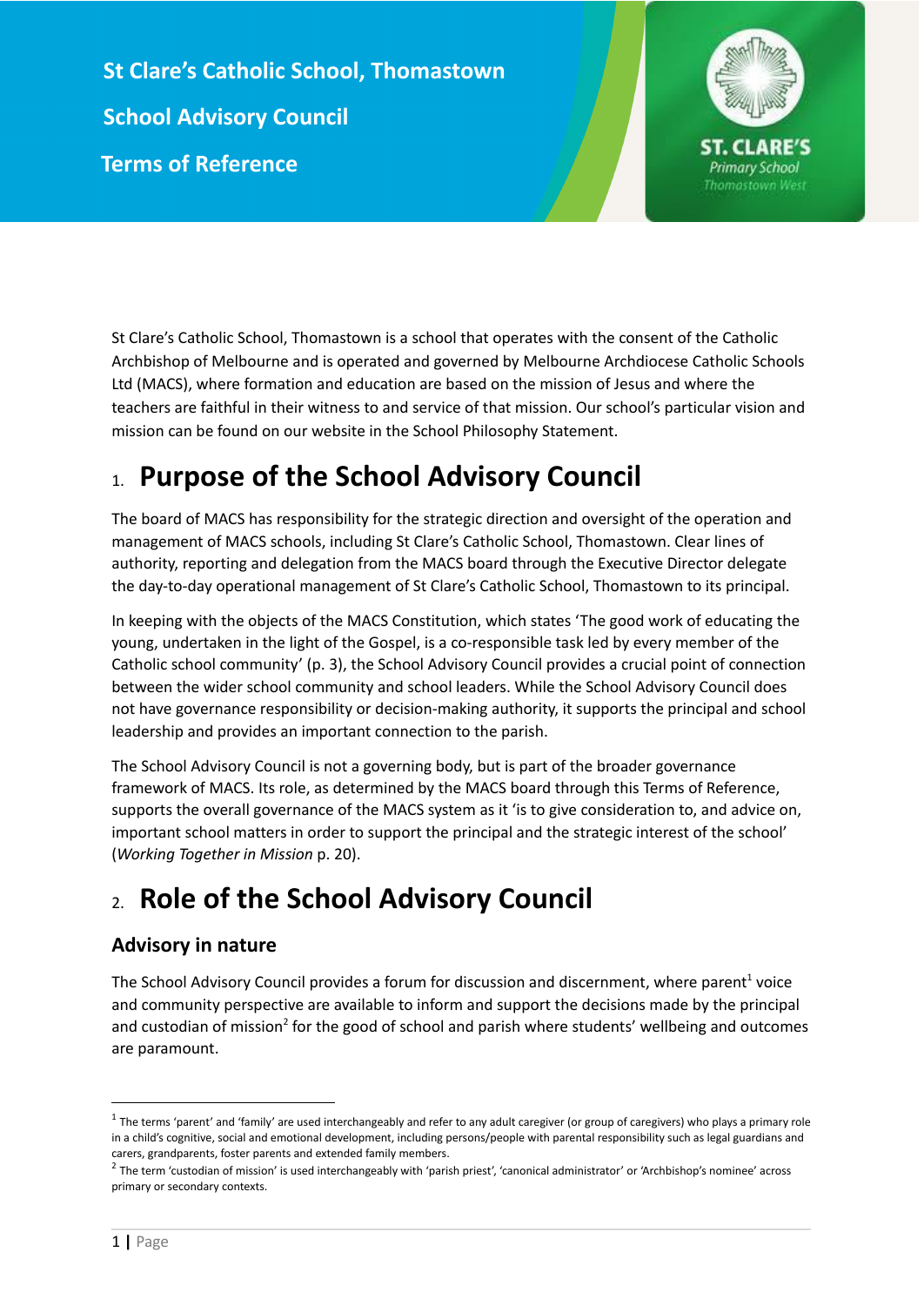# St Clare's Catholic School, Thomastown

# School Advisory Council

# Terms of Reference

St Clare's Catholic School, Thomastown is a school that operates with the consent of the Catholic Archbishop of Melbourne and is operated and governed by Melbourne Archdiocese Catholic Schools Ltd (MACS), where formation and education are based on the mission of Jesus and where the teachers are faithful in their witness to and service of that mission. Our school's particular vision and mission can be found on our website in the School Philosophy Statement.

## 1. Purpose of the School Advisory Council

The board of MACS has responsibility for the strategic direction and oversight of the operation and management of MACS schools, including St Clare's Catholic School, Thomastown. Clear lines of authority, reporting and delegation from the MACS board through the Executive Director delegate the day-to-day operational management of St Clare's Catholic School, Thomastown to its principal.

In keeping with the objects of the MACS Constitution, which states 'The good work of educating the young, undertaken in the light of the Gospel, is a co-responsible task led by every member of the Catholic school community' (p. 3), the School Advisory Council provides a crucial point of connection between the wider school community and school leaders. While the School Advisory Council does not have governance responsibility or decision-making authority, it supports the principal and school leadership and provides an important connection to the parish.

The School Advisory Council is not a governing body, but is part of the broader governance framework of MACS. Its role, as determined by the MACS board through this Terms of Reference, supports the overall governance of the MACS system as it 'is to give consideration to, and advice on, important school matters in order to support the principal and the strategic interest of the school' (*Working Together in Mission* p. 20).

## 2. Role of the School Advisory Council

### Advisory in nature

The School Advisory Council provides a forum for discussion and discernment, where parent[1] voice and community perspective are available to inform and support the decisions made by the principal and custodian of mission[2] for the good of school and parish where students' wellbeing and outcomes are paramount.

---

[1] The terms 'parent' and 'family' are used interchangeably and refer to any adult caregiver (or group of caregivers) who plays a primary role in a child's cognitive, social and emotional development, including persons/people with parental responsibility such as legal guardians and carers, grandparents, foster parents and extended family members.

[2] The term 'custodian of mission' is used interchangeably with 'parish priest', 'canonical administrator' or 'Archbishop's nominee' across primary or secondary contexts.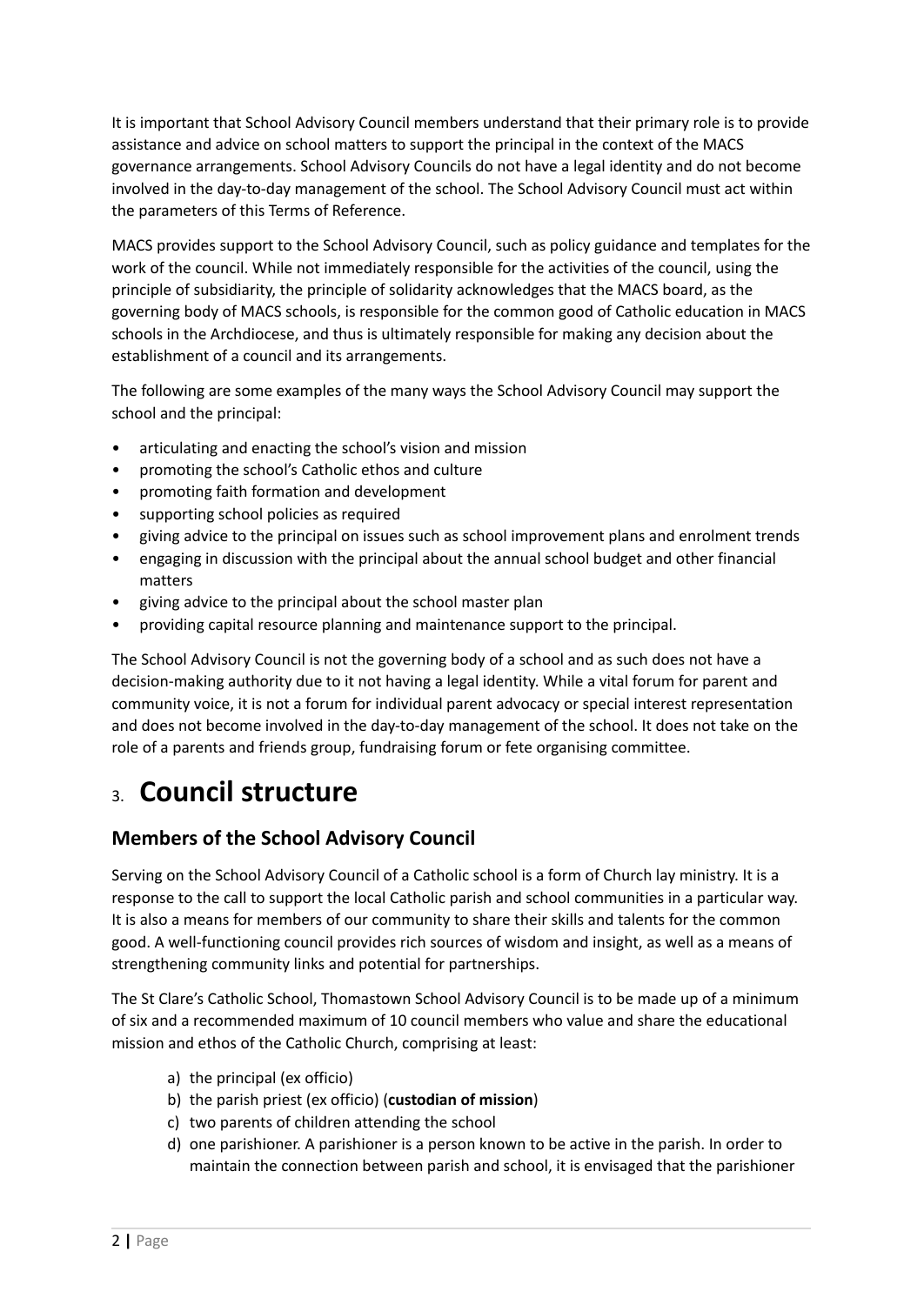It is important that School Advisory Council members understand that their primary role is to provide assistance and advice on school matters to support the principal in the context of the MACS governance arrangements. School Advisory Councils do not have a legal identity and do not become involved in the day-to-day management of the school. The School Advisory Council must act within the parameters of this Terms of Reference.

MACS provides support to the School Advisory Council, such as policy guidance and templates for the work of the council. While not immediately responsible for the activities of the council, using the principle of subsidiarity, the principle of solidarity acknowledges that the MACS board, as the governing body of MACS schools, is responsible for the common good of Catholic education in MACS schools in the Archdiocese, and thus is ultimately responsible for making any decision about the establishment of a council and its arrangements.

The following are some examples of the many ways the School Advisory Council may support the school and the principal:

- articulating and enacting the school's vision and mission
- promoting the school's Catholic ethos and culture
- promoting faith formation and development
- supporting school policies as required
- giving advice to the principal on issues such as school improvement plans and enrolment trends
- engaging in discussion with the principal about the annual school budget and other financial matters
- giving advice to the principal about the school master plan
- providing capital resource planning and maintenance support to the principal.

The School Advisory Council is not the governing body of a school and as such does not have a decision-making authority due to it not having a legal identity. While a vital forum for parent and community voice, it is not a forum for individual parent advocacy or special interest representation and does not become involved in the day-to-day management of the school. It does not take on the role of a parents and friends group, fundraising forum or fete organising committee.

# 3. Council structure

## Members of the School Advisory Council

Serving on the School Advisory Council of a Catholic school is a form of Church lay ministry. It is a response to the call to support the local Catholic parish and school communities in a particular way. It is also a means for members of our community to share their skills and talents for the common good. A well-functioning council provides rich sources of wisdom and insight, as well as a means of strengthening community links and potential for partnerships.

The St Clare's Catholic School, Thomastown School Advisory Council is to be made up of a minimum of six and a recommended maximum of 10 council members who value and share the educational mission and ethos of the Catholic Church, comprising at least:

a) the principal (ex officio)
b) the parish priest (ex officio) (**custodian of mission**)
c) two parents of children attending the school
d) one parishioner. A parishioner is a person known to be active in the parish. In order to maintain the connection between parish and school, it is envisaged that the parishioner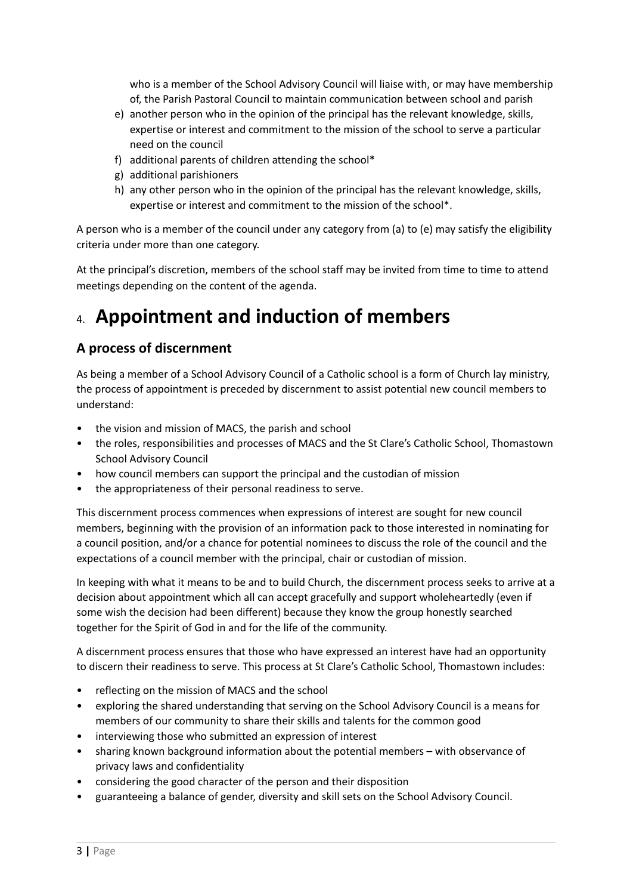who is a member of the School Advisory Council will liaise with, or may have membership of, the Parish Pastoral Council to maintain communication between school and parish

e) another person who in the opinion of the principal has the relevant knowledge, skills, expertise or interest and commitment to the mission of the school to serve a particular need on the council
f) additional parents of children attending the school*
g) additional parishioners
h) any other person who in the opinion of the principal has the relevant knowledge, skills, expertise or interest and commitment to the mission of the school*.

A person who is a member of the council under any category from (a) to (e) may satisfy the eligibility criteria under more than one category.

At the principal's discretion, members of the school staff may be invited from time to time to attend meetings depending on the content of the agenda.

# 4. Appointment and induction of members

## A process of discernment

As being a member of a School Advisory Council of a Catholic school is a form of Church lay ministry, the process of appointment is preceded by discernment to assist potential new council members to understand:

- the vision and mission of MACS, the parish and school
- the roles, responsibilities and processes of MACS and the St Clare's Catholic School, Thomastown School Advisory Council
- how council members can support the principal and the custodian of mission
- the appropriateness of their personal readiness to serve.

This discernment process commences when expressions of interest are sought for new council members, beginning with the provision of an information pack to those interested in nominating for a council position, and/or a chance for potential nominees to discuss the role of the council and the expectations of a council member with the principal, chair or custodian of mission.

In keeping with what it means to be and to build Church, the discernment process seeks to arrive at a decision about appointment which all can accept gracefully and support wholeheartedly (even if some wish the decision had been different) because they know the group honestly searched together for the Spirit of God in and for the life of the community.

A discernment process ensures that those who have expressed an interest have had an opportunity to discern their readiness to serve. This process at St Clare's Catholic School, Thomastown includes:

- reflecting on the mission of MACS and the school
- exploring the shared understanding that serving on the School Advisory Council is a means for members of our community to share their skills and talents for the common good
- interviewing those who submitted an expression of interest
- sharing known background information about the potential members – with observance of privacy laws and confidentiality
- considering the good character of the person and their disposition
- guaranteeing a balance of gender, diversity and skill sets on the School Advisory Council.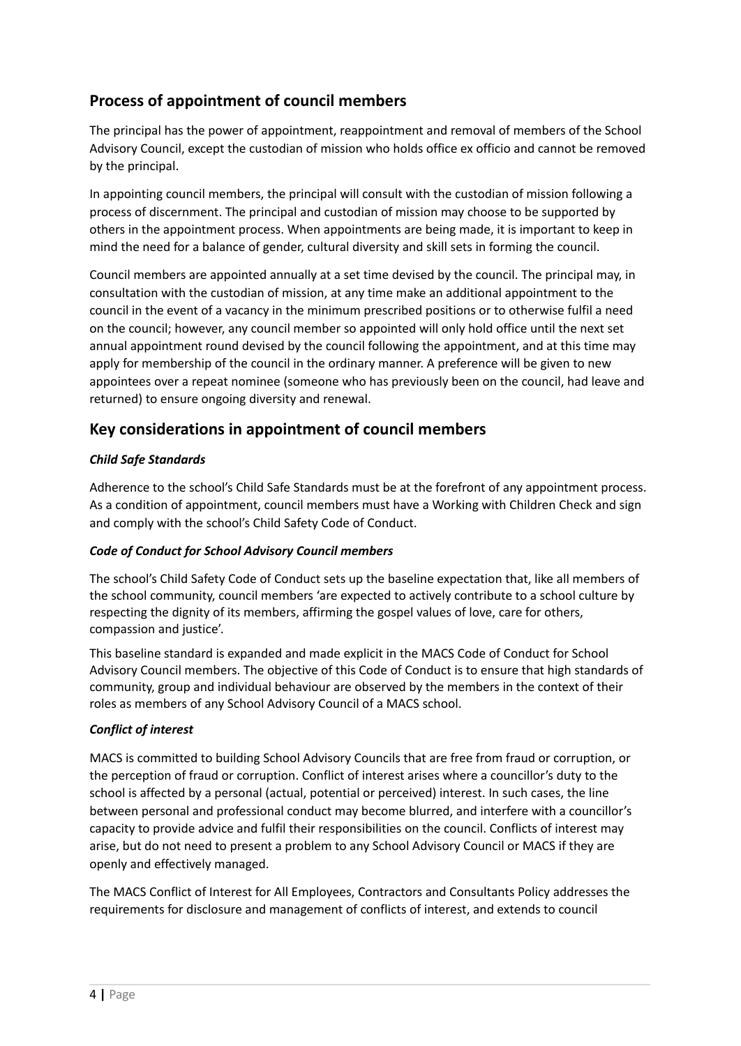## Process of appointment of council members

The principal has the power of appointment, reappointment and removal of members of the School Advisory Council, except the custodian of mission who holds office ex officio and cannot be removed by the principal.

In appointing council members, the principal will consult with the custodian of mission following a process of discernment. The principal and custodian of mission may choose to be supported by others in the appointment process. When appointments are being made, it is important to keep in mind the need for a balance of gender, cultural diversity and skill sets in forming the council.

Council members are appointed annually at a set time devised by the council. The principal may, in consultation with the custodian of mission, at any time make an additional appointment to the council in the event of a vacancy in the minimum prescribed positions or to otherwise fulfil a need on the council; however, any council member so appointed will only hold office until the next set annual appointment round devised by the council following the appointment, and at this time may apply for membership of the council in the ordinary manner. A preference will be given to new appointees over a repeat nominee (someone who has previously been on the council, had leave and returned) to ensure ongoing diversity and renewal.

## Key considerations in appointment of council members

### *Child Safe Standards*

Adherence to the school's Child Safe Standards must be at the forefront of any appointment process. As a condition of appointment, council members must have a Working with Children Check and sign and comply with the school's Child Safety Code of Conduct.

### *Code of Conduct for School Advisory Council members*

The school's Child Safety Code of Conduct sets up the baseline expectation that, like all members of the school community, council members 'are expected to actively contribute to a school culture by respecting the dignity of its members, affirming the gospel values of love, care for others, compassion and justice'.

This baseline standard is expanded and made explicit in the MACS Code of Conduct for School Advisory Council members. The objective of this Code of Conduct is to ensure that high standards of community, group and individual behaviour are observed by the members in the context of their roles as members of any School Advisory Council of a MACS school.

### *Conflict of interest*

MACS is committed to building School Advisory Councils that are free from fraud or corruption, or the perception of fraud or corruption. Conflict of interest arises where a councillor's duty to the school is affected by a personal (actual, potential or perceived) interest. In such cases, the line between personal and professional conduct may become blurred, and interfere with a councillor's capacity to provide advice and fulfil their responsibilities on the council. Conflicts of interest may arise, but do not need to present a problem to any School Advisory Council or MACS if they are openly and effectively managed.

The MACS Conflict of Interest for All Employees, Contractors and Consultants Policy addresses the requirements for disclosure and management of conflicts of interest, and extends to council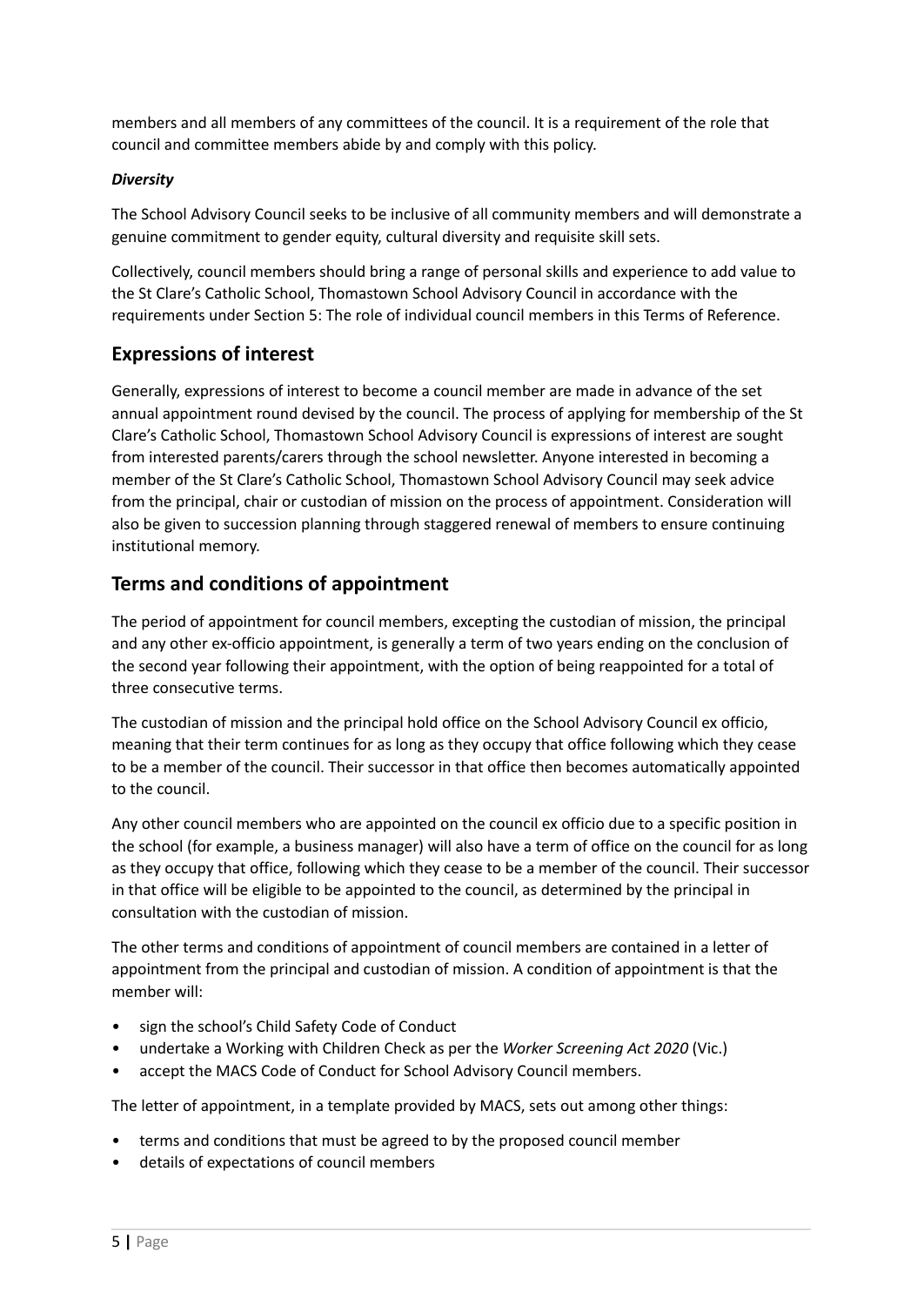members and all members of any committees of the council. It is a requirement of the role that council and committee members abide by and comply with this policy.

***Diversity***

The School Advisory Council seeks to be inclusive of all community members and will demonstrate a genuine commitment to gender equity, cultural diversity and requisite skill sets.

Collectively, council members should bring a range of personal skills and experience to add value to the St Clare's Catholic School, Thomastown School Advisory Council in accordance with the requirements under Section 5: The role of individual council members in this Terms of Reference.

## Expressions of interest

Generally, expressions of interest to become a council member are made in advance of the set annual appointment round devised by the council. The process of applying for membership of the St Clare's Catholic School, Thomastown School Advisory Council is expressions of interest are sought from interested parents/carers through the school newsletter. Anyone interested in becoming a member of the St Clare's Catholic School, Thomastown School Advisory Council may seek advice from the principal, chair or custodian of mission on the process of appointment. Consideration will also be given to succession planning through staggered renewal of members to ensure continuing institutional memory.

## Terms and conditions of appointment

The period of appointment for council members, excepting the custodian of mission, the principal and any other ex-officio appointment, is generally a term of two years ending on the conclusion of the second year following their appointment, with the option of being reappointed for a total of three consecutive terms.

The custodian of mission and the principal hold office on the School Advisory Council ex officio, meaning that their term continues for as long as they occupy that office following which they cease to be a member of the council. Their successor in that office then becomes automatically appointed to the council.

Any other council members who are appointed on the council ex officio due to a specific position in the school (for example, a business manager) will also have a term of office on the council for as long as they occupy that office, following which they cease to be a member of the council. Their successor in that office will be eligible to be appointed to the council, as determined by the principal in consultation with the custodian of mission.

The other terms and conditions of appointment of council members are contained in a letter of appointment from the principal and custodian of mission. A condition of appointment is that the member will:

- sign the school's Child Safety Code of Conduct
- undertake a Working with Children Check as per the *Worker Screening Act 2020* (Vic.)
- accept the MACS Code of Conduct for School Advisory Council members.

The letter of appointment, in a template provided by MACS, sets out among other things:

- terms and conditions that must be agreed to by the proposed council member
- details of expectations of council members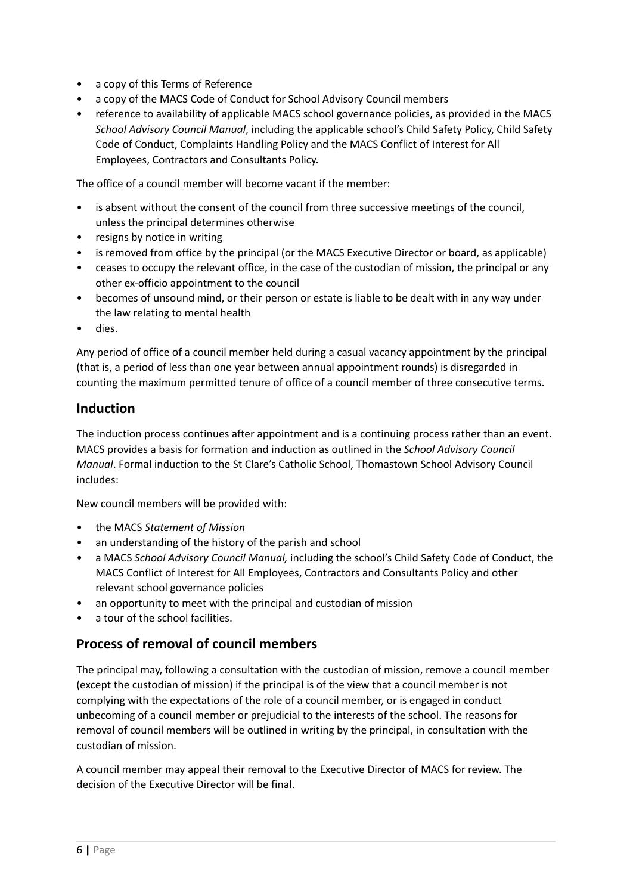- a copy of this Terms of Reference
- a copy of the MACS Code of Conduct for School Advisory Council members
- reference to availability of applicable MACS school governance policies, as provided in the MACS *School Advisory Council Manual*, including the applicable school's Child Safety Policy, Child Safety Code of Conduct, Complaints Handling Policy and the MACS Conflict of Interest for All Employees, Contractors and Consultants Policy.

The office of a council member will become vacant if the member:

- is absent without the consent of the council from three successive meetings of the council, unless the principal determines otherwise
- resigns by notice in writing
- is removed from office by the principal (or the MACS Executive Director or board, as applicable)
- ceases to occupy the relevant office, in the case of the custodian of mission, the principal or any other ex-officio appointment to the council
- becomes of unsound mind, or their person or estate is liable to be dealt with in any way under the law relating to mental health
- dies.

Any period of office of a council member held during a casual vacancy appointment by the principal (that is, a period of less than one year between annual appointment rounds) is disregarded in counting the maximum permitted tenure of office of a council member of three consecutive terms.

## Induction

The induction process continues after appointment and is a continuing process rather than an event. MACS provides a basis for formation and induction as outlined in the *School Advisory Council Manual*. Formal induction to the St Clare's Catholic School, Thomastown School Advisory Council includes:

New council members will be provided with:

- the MACS *Statement of Mission*
- an understanding of the history of the parish and school
- a MACS *School Advisory Council Manual,* including the school's Child Safety Code of Conduct, the MACS Conflict of Interest for All Employees, Contractors and Consultants Policy and other relevant school governance policies
- an opportunity to meet with the principal and custodian of mission
- a tour of the school facilities.

## Process of removal of council members

The principal may, following a consultation with the custodian of mission, remove a council member (except the custodian of mission) if the principal is of the view that a council member is not complying with the expectations of the role of a council member, or is engaged in conduct unbecoming of a council member or prejudicial to the interests of the school. The reasons for removal of council members will be outlined in writing by the principal, in consultation with the custodian of mission.

A council member may appeal their removal to the Executive Director of MACS for review. The decision of the Executive Director will be final.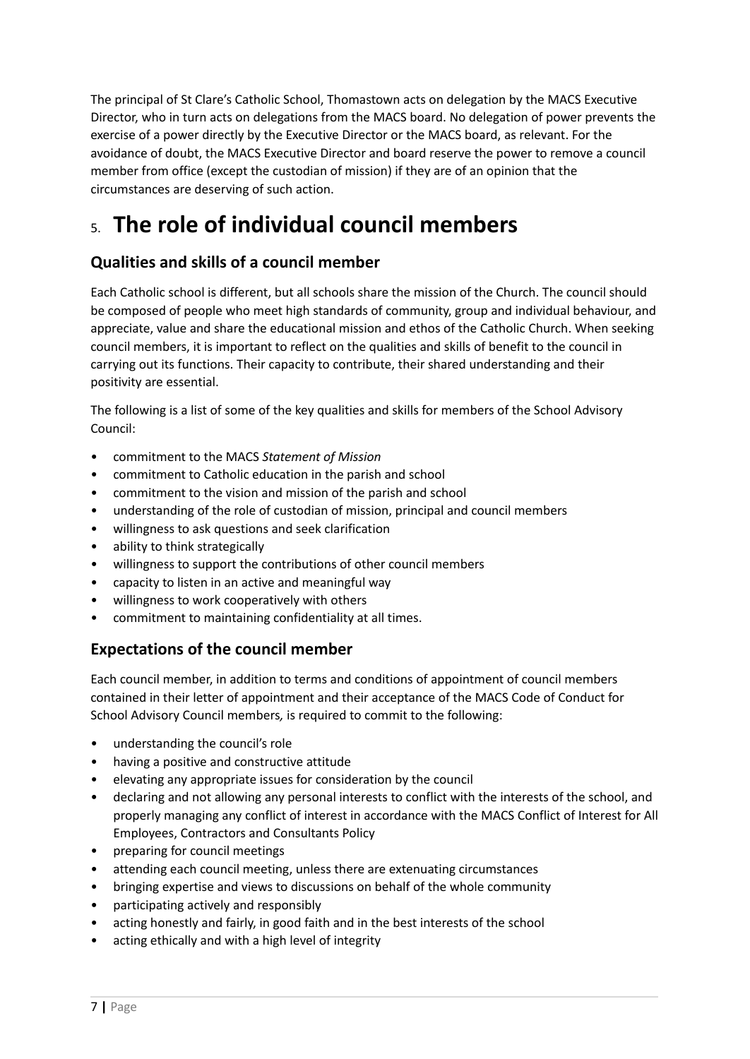The principal of St Clare's Catholic School, Thomastown acts on delegation by the MACS Executive Director, who in turn acts on delegations from the MACS board. No delegation of power prevents the exercise of a power directly by the Executive Director or the MACS board, as relevant. For the avoidance of doubt, the MACS Executive Director and board reserve the power to remove a council member from office (except the custodian of mission) if they are of an opinion that the circumstances are deserving of such action.

# 5. The role of individual council members

## Qualities and skills of a council member

Each Catholic school is different, but all schools share the mission of the Church. The council should be composed of people who meet high standards of community, group and individual behaviour, and appreciate, value and share the educational mission and ethos of the Catholic Church. When seeking council members, it is important to reflect on the qualities and skills of benefit to the council in carrying out its functions. Their capacity to contribute, their shared understanding and their positivity are essential.

The following is a list of some of the key qualities and skills for members of the School Advisory Council:

- commitment to the MACS *Statement of Mission*
- commitment to Catholic education in the parish and school
- commitment to the vision and mission of the parish and school
- understanding of the role of custodian of mission, principal and council members
- willingness to ask questions and seek clarification
- ability to think strategically
- willingness to support the contributions of other council members
- capacity to listen in an active and meaningful way
- willingness to work cooperatively with others
- commitment to maintaining confidentiality at all times.

## Expectations of the council member

Each council member, in addition to terms and conditions of appointment of council members contained in their letter of appointment and their acceptance of the MACS Code of Conduct for School Advisory Council members, is required to commit to the following:

- understanding the council's role
- having a positive and constructive attitude
- elevating any appropriate issues for consideration by the council
- declaring and not allowing any personal interests to conflict with the interests of the school, and properly managing any conflict of interest in accordance with the MACS Conflict of Interest for All Employees, Contractors and Consultants Policy
- preparing for council meetings
- attending each council meeting, unless there are extenuating circumstances
- bringing expertise and views to discussions on behalf of the whole community
- participating actively and responsibly
- acting honestly and fairly, in good faith and in the best interests of the school
- acting ethically and with a high level of integrity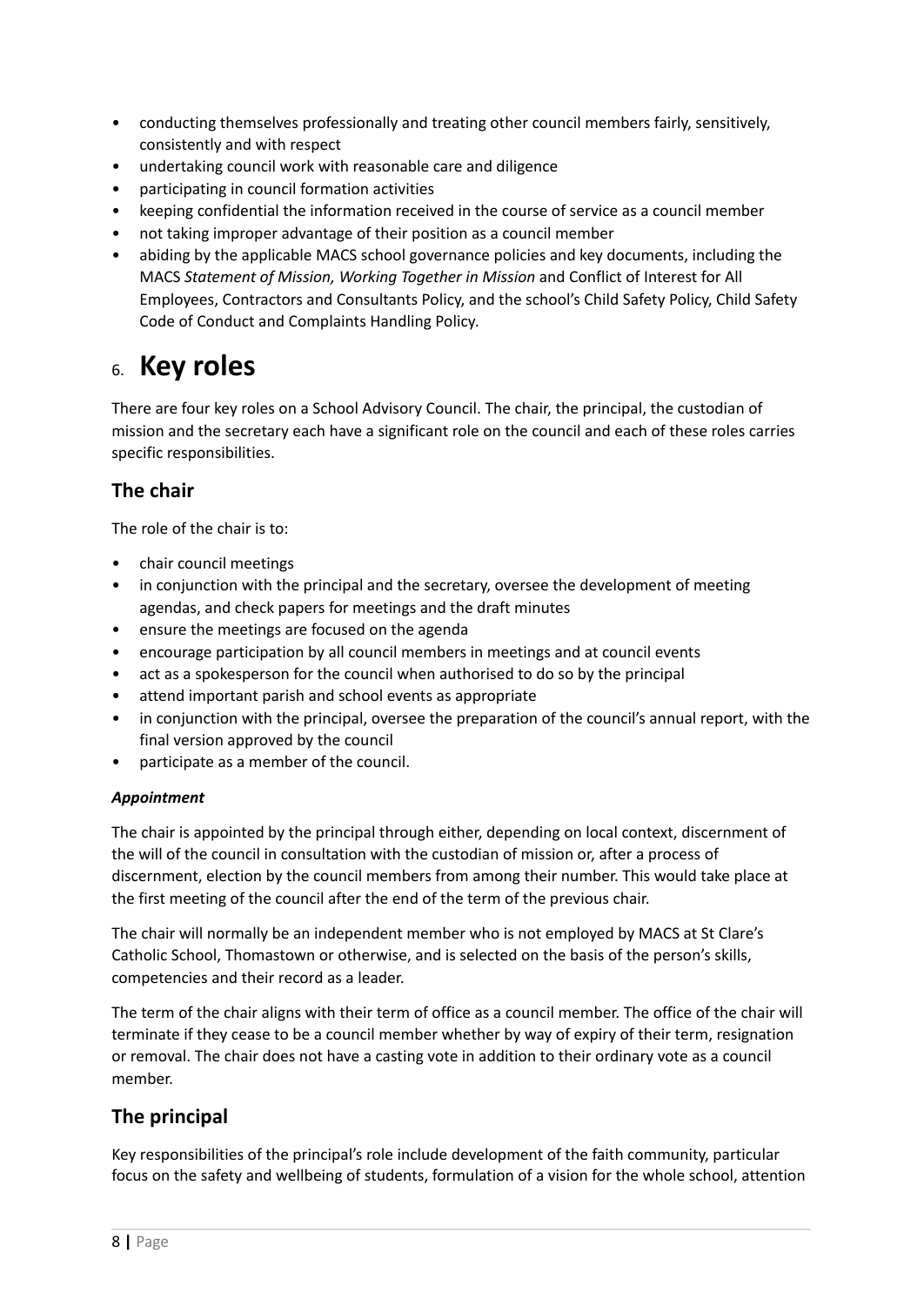- conducting themselves professionally and treating other council members fairly, sensitively, consistently and with respect
- undertaking council work with reasonable care and diligence
- participating in council formation activities
- keeping confidential the information received in the course of service as a council member
- not taking improper advantage of their position as a council member
- abiding by the applicable MACS school governance policies and key documents, including the MACS *Statement of Mission, Working Together in Mission* and Conflict of Interest for All Employees, Contractors and Consultants Policy, and the school's Child Safety Policy, Child Safety Code of Conduct and Complaints Handling Policy.

# 6. Key roles

There are four key roles on a School Advisory Council. The chair, the principal, the custodian of mission and the secretary each have a significant role on the council and each of these roles carries specific responsibilities.

## The chair

The role of the chair is to:

- chair council meetings
- in conjunction with the principal and the secretary, oversee the development of meeting agendas, and check papers for meetings and the draft minutes
- ensure the meetings are focused on the agenda
- encourage participation by all council members in meetings and at council events
- act as a spokesperson for the council when authorised to do so by the principal
- attend important parish and school events as appropriate
- in conjunction with the principal, oversee the preparation of the council's annual report, with the final version approved by the council
- participate as a member of the council.

***Appointment***

The chair is appointed by the principal through either, depending on local context, discernment of the will of the council in consultation with the custodian of mission or, after a process of discernment, election by the council members from among their number. This would take place at the first meeting of the council after the end of the term of the previous chair.

The chair will normally be an independent member who is not employed by MACS at St Clare's Catholic School, Thomastown or otherwise, and is selected on the basis of the person's skills, competencies and their record as a leader.

The term of the chair aligns with their term of office as a council member. The office of the chair will terminate if they cease to be a council member whether by way of expiry of their term, resignation or removal. The chair does not have a casting vote in addition to their ordinary vote as a council member.

## The principal

Key responsibilities of the principal's role include development of the faith community, particular focus on the safety and wellbeing of students, formulation of a vision for the whole school, attention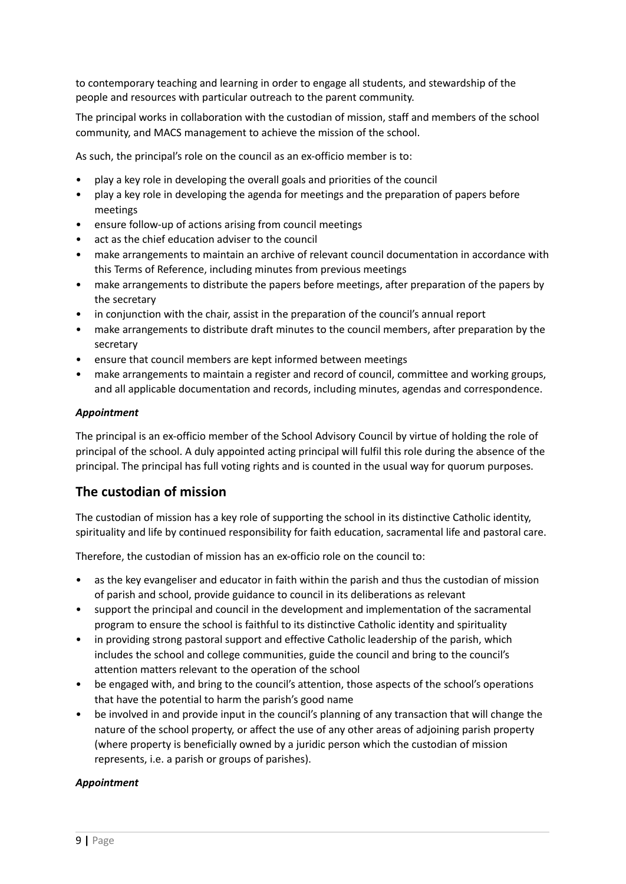to contemporary teaching and learning in order to engage all students, and stewardship of the people and resources with particular outreach to the parent community.

The principal works in collaboration with the custodian of mission, staff and members of the school community, and MACS management to achieve the mission of the school.

As such, the principal's role on the council as an ex-officio member is to:

- play a key role in developing the overall goals and priorities of the council
- play a key role in developing the agenda for meetings and the preparation of papers before meetings
- ensure follow-up of actions arising from council meetings
- act as the chief education adviser to the council
- make arrangements to maintain an archive of relevant council documentation in accordance with this Terms of Reference, including minutes from previous meetings
- make arrangements to distribute the papers before meetings, after preparation of the papers by the secretary
- in conjunction with the chair, assist in the preparation of the council's annual report
- make arrangements to distribute draft minutes to the council members, after preparation by the secretary
- ensure that council members are kept informed between meetings
- make arrangements to maintain a register and record of council, committee and working groups, and all applicable documentation and records, including minutes, agendas and correspondence.

***Appointment***

The principal is an ex-officio member of the School Advisory Council by virtue of holding the role of principal of the school. A duly appointed acting principal will fulfil this role during the absence of the principal. The principal has full voting rights and is counted in the usual way for quorum purposes.

## The custodian of mission

The custodian of mission has a key role of supporting the school in its distinctive Catholic identity, spirituality and life by continued responsibility for faith education, sacramental life and pastoral care.

Therefore, the custodian of mission has an ex-officio role on the council to:

- as the key evangeliser and educator in faith within the parish and thus the custodian of mission of parish and school, provide guidance to council in its deliberations as relevant
- support the principal and council in the development and implementation of the sacramental program to ensure the school is faithful to its distinctive Catholic identity and spirituality
- in providing strong pastoral support and effective Catholic leadership of the parish, which includes the school and college communities, guide the council and bring to the council's attention matters relevant to the operation of the school
- be engaged with, and bring to the council's attention, those aspects of the school's operations that have the potential to harm the parish's good name
- be involved in and provide input in the council's planning of any transaction that will change the nature of the school property, or affect the use of any other areas of adjoining parish property (where property is beneficially owned by a juridic person which the custodian of mission represents, i.e. a parish or groups of parishes).

***Appointment***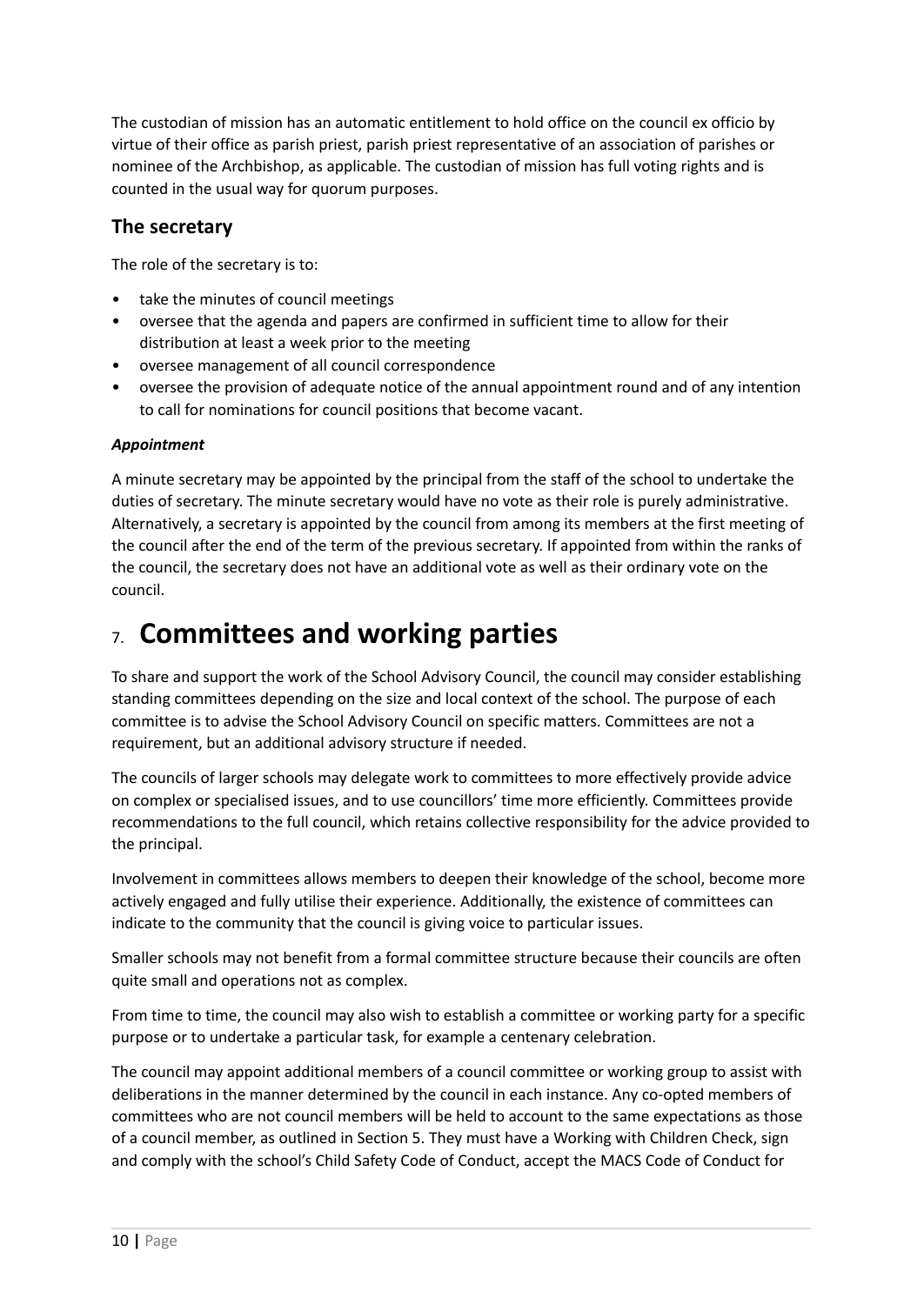The custodian of mission has an automatic entitlement to hold office on the council ex officio by virtue of their office as parish priest, parish priest representative of an association of parishes or nominee of the Archbishop, as applicable. The custodian of mission has full voting rights and is counted in the usual way for quorum purposes.

### The secretary

The role of the secretary is to:

- take the minutes of council meetings
- oversee that the agenda and papers are confirmed in sufficient time to allow for their distribution at least a week prior to the meeting
- oversee management of all council correspondence
- oversee the provision of adequate notice of the annual appointment round and of any intention to call for nominations for council positions that become vacant.

#### *Appointment*

A minute secretary may be appointed by the principal from the staff of the school to undertake the duties of secretary. The minute secretary would have no vote as their role is purely administrative. Alternatively, a secretary is appointed by the council from among its members at the first meeting of the council after the end of the term of the previous secretary. If appointed from within the ranks of the council, the secretary does not have an additional vote as well as their ordinary vote on the council.

## 7. Committees and working parties

To share and support the work of the School Advisory Council, the council may consider establishing standing committees depending on the size and local context of the school. The purpose of each committee is to advise the School Advisory Council on specific matters. Committees are not a requirement, but an additional advisory structure if needed.

The councils of larger schools may delegate work to committees to more effectively provide advice on complex or specialised issues, and to use councillors' time more efficiently. Committees provide recommendations to the full council, which retains collective responsibility for the advice provided to the principal.

Involvement in committees allows members to deepen their knowledge of the school, become more actively engaged and fully utilise their experience. Additionally, the existence of committees can indicate to the community that the council is giving voice to particular issues.

Smaller schools may not benefit from a formal committee structure because their councils are often quite small and operations not as complex.

From time to time, the council may also wish to establish a committee or working party for a specific purpose or to undertake a particular task, for example a centenary celebration.

The council may appoint additional members of a council committee or working group to assist with deliberations in the manner determined by the council in each instance. Any co-opted members of committees who are not council members will be held to account to the same expectations as those of a council member, as outlined in Section 5. They must have a Working with Children Check, sign and comply with the school's Child Safety Code of Conduct, accept the MACS Code of Conduct for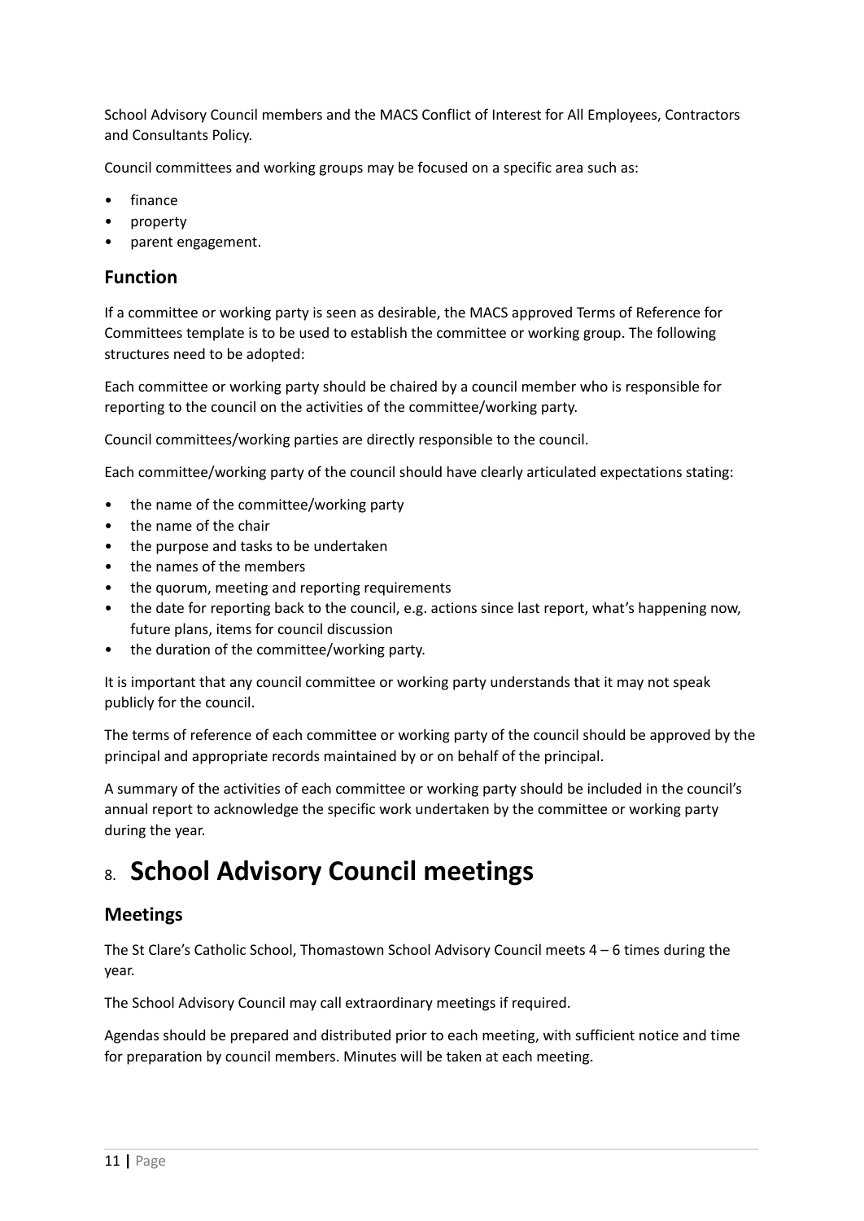School Advisory Council members and the MACS Conflict of Interest for All Employees, Contractors and Consultants Policy.

Council committees and working groups may be focused on a specific area such as:

- finance
- property
- parent engagement.

### Function

If a committee or working party is seen as desirable, the MACS approved Terms of Reference for Committees template is to be used to establish the committee or working group. The following structures need to be adopted:

Each committee or working party should be chaired by a council member who is responsible for reporting to the council on the activities of the committee/working party.

Council committees/working parties are directly responsible to the council.

Each committee/working party of the council should have clearly articulated expectations stating:

- the name of the committee/working party
- the name of the chair
- the purpose and tasks to be undertaken
- the names of the members
- the quorum, meeting and reporting requirements
- the date for reporting back to the council, e.g. actions since last report, what's happening now, future plans, items for council discussion
- the duration of the committee/working party.

It is important that any council committee or working party understands that it may not speak publicly for the council.

The terms of reference of each committee or working party of the council should be approved by the principal and appropriate records maintained by or on behalf of the principal.

A summary of the activities of each committee or working party should be included in the council's annual report to acknowledge the specific work undertaken by the committee or working party during the year.

## 8. School Advisory Council meetings

### Meetings

The St Clare's Catholic School, Thomastown School Advisory Council meets 4 – 6 times during the year.

The School Advisory Council may call extraordinary meetings if required.

Agendas should be prepared and distributed prior to each meeting, with sufficient notice and time for preparation by council members. Minutes will be taken at each meeting.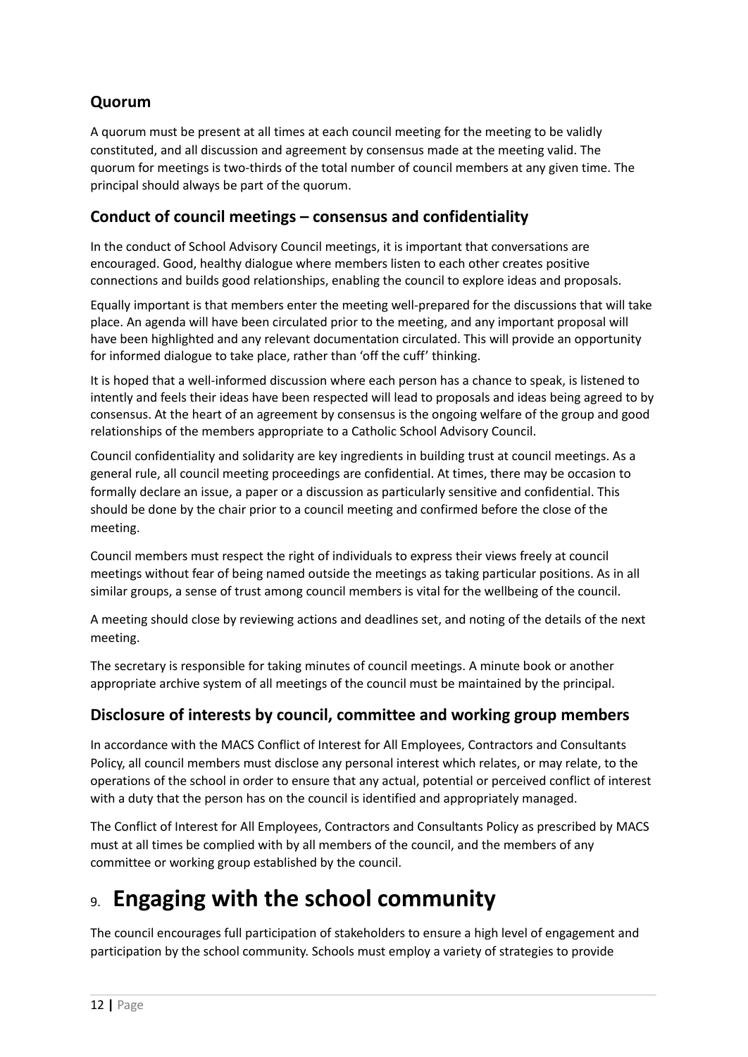## Quorum

A quorum must be present at all times at each council meeting for the meeting to be validly constituted, and all discussion and agreement by consensus made at the meeting valid. The quorum for meetings is two-thirds of the total number of council members at any given time. The principal should always be part of the quorum.

## Conduct of council meetings – consensus and confidentiality

In the conduct of School Advisory Council meetings, it is important that conversations are encouraged. Good, healthy dialogue where members listen to each other creates positive connections and builds good relationships, enabling the council to explore ideas and proposals.

Equally important is that members enter the meeting well-prepared for the discussions that will take place. An agenda will have been circulated prior to the meeting, and any important proposal will have been highlighted and any relevant documentation circulated. This will provide an opportunity for informed dialogue to take place, rather than 'off the cuff' thinking.

It is hoped that a well-informed discussion where each person has a chance to speak, is listened to intently and feels their ideas have been respected will lead to proposals and ideas being agreed to by consensus. At the heart of an agreement by consensus is the ongoing welfare of the group and good relationships of the members appropriate to a Catholic School Advisory Council.

Council confidentiality and solidarity are key ingredients in building trust at council meetings. As a general rule, all council meeting proceedings are confidential. At times, there may be occasion to formally declare an issue, a paper or a discussion as particularly sensitive and confidential. This should be done by the chair prior to a council meeting and confirmed before the close of the meeting.

Council members must respect the right of individuals to express their views freely at council meetings without fear of being named outside the meetings as taking particular positions. As in all similar groups, a sense of trust among council members is vital for the wellbeing of the council.

A meeting should close by reviewing actions and deadlines set, and noting of the details of the next meeting.

The secretary is responsible for taking minutes of council meetings. A minute book or another appropriate archive system of all meetings of the council must be maintained by the principal.

## Disclosure of interests by council, committee and working group members

In accordance with the MACS Conflict of Interest for All Employees, Contractors and Consultants Policy, all council members must disclose any personal interest which relates, or may relate, to the operations of the school in order to ensure that any actual, potential or perceived conflict of interest with a duty that the person has on the council is identified and appropriately managed.

The Conflict of Interest for All Employees, Contractors and Consultants Policy as prescribed by MACS must at all times be complied with by all members of the council, and the members of any committee or working group established by the council.

# 9. Engaging with the school community

The council encourages full participation of stakeholders to ensure a high level of engagement and participation by the school community. Schools must employ a variety of strategies to provide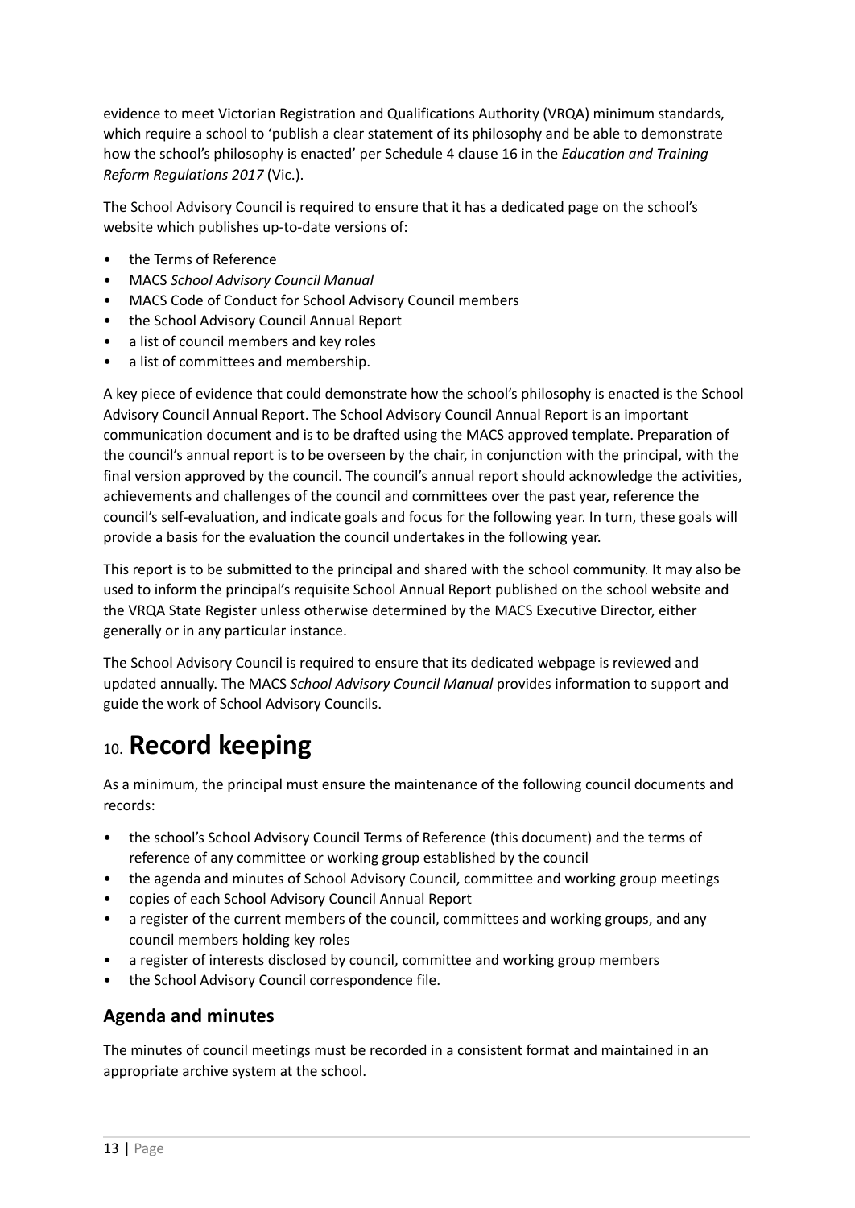evidence to meet Victorian Registration and Qualifications Authority (VRQA) minimum standards, which require a school to 'publish a clear statement of its philosophy and be able to demonstrate how the school's philosophy is enacted' per Schedule 4 clause 16 in the *Education and Training Reform Regulations 2017* (Vic.).

The School Advisory Council is required to ensure that it has a dedicated page on the school's website which publishes up-to-date versions of:

- the Terms of Reference
- MACS *School Advisory Council Manual*
- MACS Code of Conduct for School Advisory Council members
- the School Advisory Council Annual Report
- a list of council members and key roles
- a list of committees and membership.

A key piece of evidence that could demonstrate how the school's philosophy is enacted is the School Advisory Council Annual Report. The School Advisory Council Annual Report is an important communication document and is to be drafted using the MACS approved template. Preparation of the council's annual report is to be overseen by the chair, in conjunction with the principal, with the final version approved by the council. The council's annual report should acknowledge the activities, achievements and challenges of the council and committees over the past year, reference the council's self-evaluation, and indicate goals and focus for the following year. In turn, these goals will provide a basis for the evaluation the council undertakes in the following year.

This report is to be submitted to the principal and shared with the school community. It may also be used to inform the principal's requisite School Annual Report published on the school website and the VRQA State Register unless otherwise determined by the MACS Executive Director, either generally or in any particular instance.

The School Advisory Council is required to ensure that its dedicated webpage is reviewed and updated annually. The MACS *School Advisory Council Manual* provides information to support and guide the work of School Advisory Councils.

# 10. Record keeping

As a minimum, the principal must ensure the maintenance of the following council documents and records:

- the school's School Advisory Council Terms of Reference (this document) and the terms of reference of any committee or working group established by the council
- the agenda and minutes of School Advisory Council, committee and working group meetings
- copies of each School Advisory Council Annual Report
- a register of the current members of the council, committees and working groups, and any council members holding key roles
- a register of interests disclosed by council, committee and working group members
- the School Advisory Council correspondence file.

## Agenda and minutes

The minutes of council meetings must be recorded in a consistent format and maintained in an appropriate archive system at the school.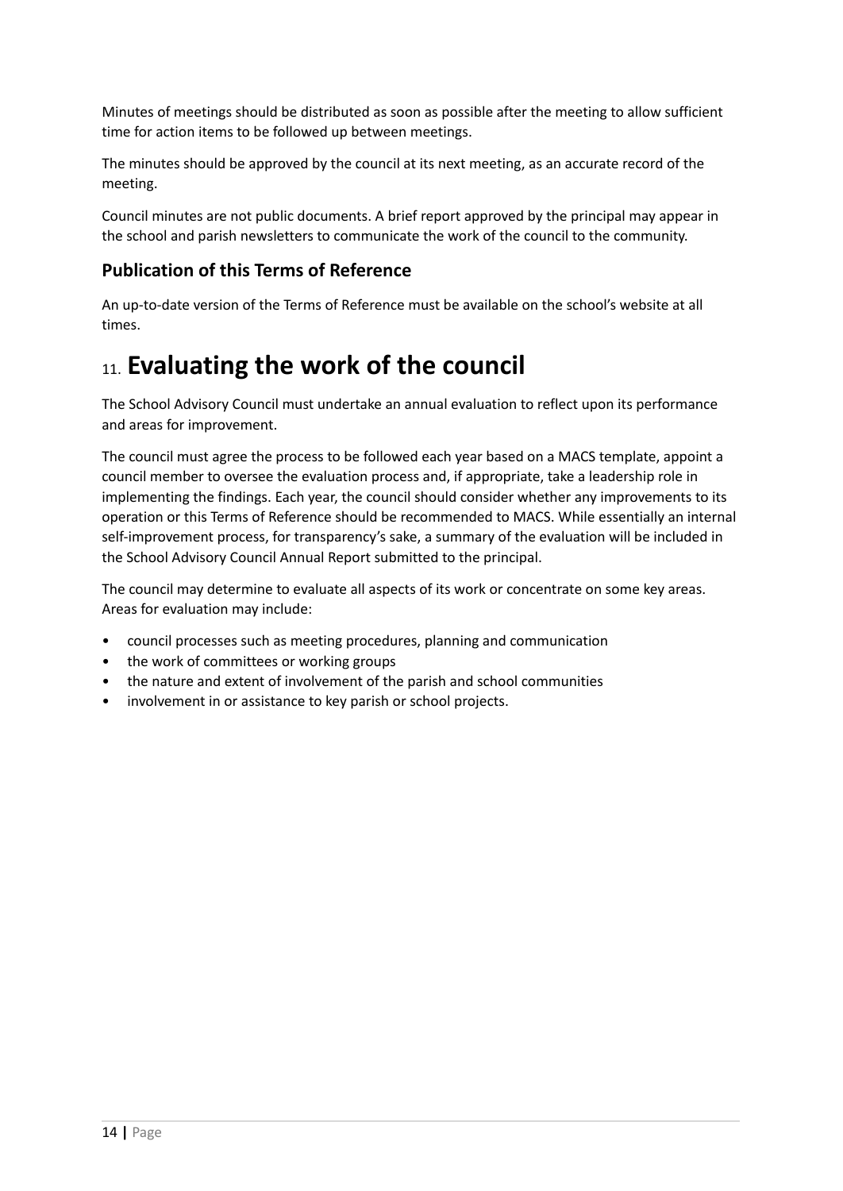Minutes of meetings should be distributed as soon as possible after the meeting to allow sufficient time for action items to be followed up between meetings.

The minutes should be approved by the council at its next meeting, as an accurate record of the meeting.

Council minutes are not public documents. A brief report approved by the principal may appear in the school and parish newsletters to communicate the work of the council to the community.

### Publication of this Terms of Reference

An up-to-date version of the Terms of Reference must be available on the school's website at all times.

## 11. Evaluating the work of the council

The School Advisory Council must undertake an annual evaluation to reflect upon its performance and areas for improvement.

The council must agree the process to be followed each year based on a MACS template, appoint a council member to oversee the evaluation process and, if appropriate, take a leadership role in implementing the findings. Each year, the council should consider whether any improvements to its operation or this Terms of Reference should be recommended to MACS. While essentially an internal self-improvement process, for transparency's sake, a summary of the evaluation will be included in the School Advisory Council Annual Report submitted to the principal.

The council may determine to evaluate all aspects of its work or concentrate on some key areas. Areas for evaluation may include:

- council processes such as meeting procedures, planning and communication
- the work of committees or working groups
- the nature and extent of involvement of the parish and school communities
- involvement in or assistance to key parish or school projects.